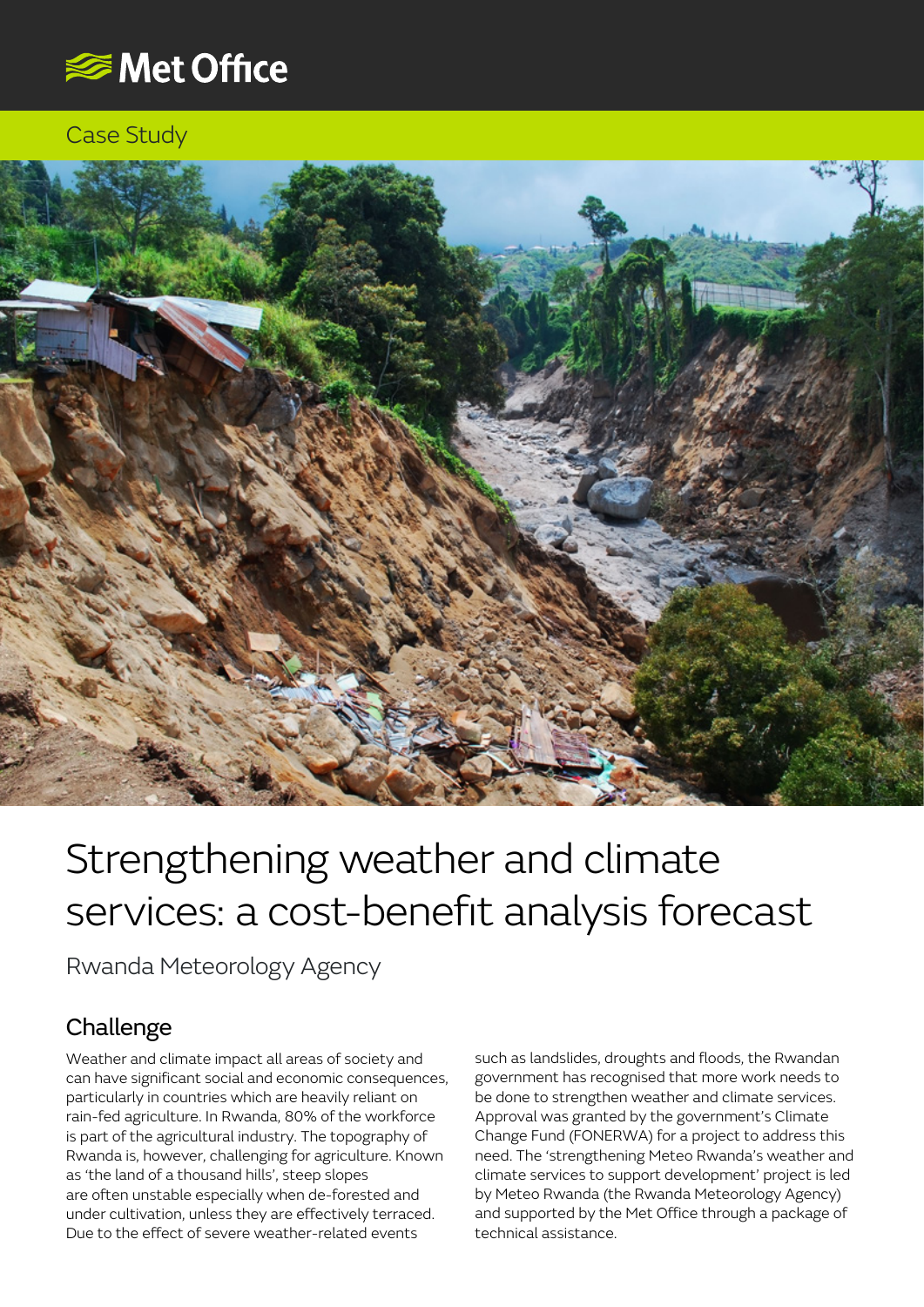Met Office

Case Study

# Strengthening weather and climate services: a cost-benefit analysis forecast

Rwanda Meteorology Agency

## Challenge

Weather and climate impact all areas of society and can have significant social and economic consequences, particularly in countries which are heavily reliant on rain-fed agriculture. In Rwanda, 80% of the workforce is part of the agricultural industry. The topography of Rwanda is, however, challenging for agriculture. Known as 'the land of a thousand hills', steep slopes are often unstable especially when de-forested and under cultivation, unless they are effectively terraced. Due to the effect of severe weather-related events such as landslides, droughts and floods, the Rwandan government has recognised that more work needs to be done to strengthen weather and climate services. Approval was granted by the government's Climate Change Fund (FONERWA) for a project to address this need. The 'strengthening Meteo Rwanda's weather and climate services to support development' project is led by Meteo Rwanda (the Rwanda Meteorology Agency) and supported by the Met Office through a package of technical assistance.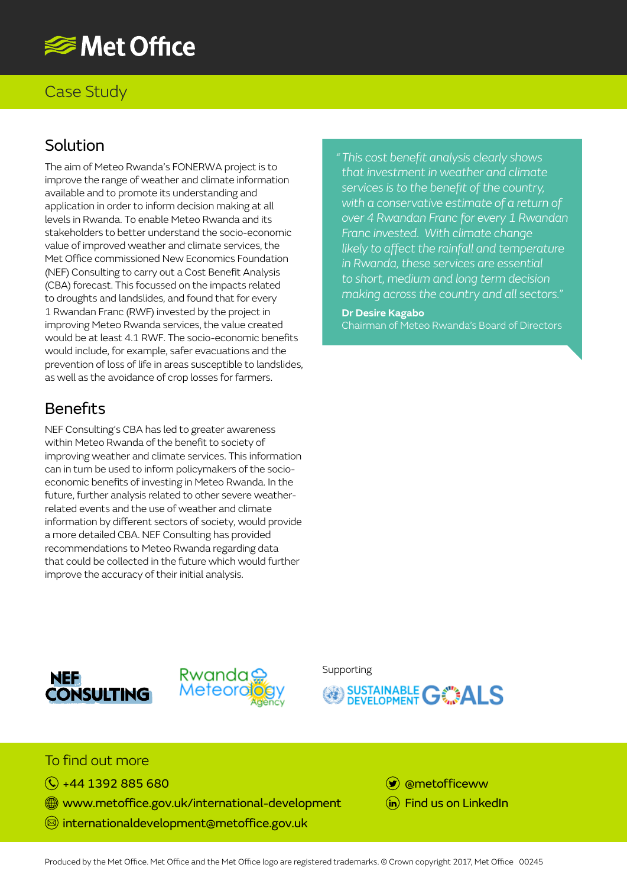Met Office

Case Study

## Solution

The aim of Meteo Rwanda's FONERWA project is to improve the range of weather and climate information available and to promote its understanding and application in order to inform decision making at all levels in Rwanda. To enable Meteo Rwanda and its stakeholders to better understand the socio-economic value of improved weather and climate services, the Met Office commissioned New Economics Foundation (NEF) Consulting to carry out a Cost Benefit Analysis (CBA) forecast. This focussed on the impacts related to droughts and landslides, and found that for every 1 Rwandan Franc (RWF) invested by the project in improving Meteo Rwanda services, the value created would be at least 4.1 RWF. The socio-economic benefits would include, for example, safer evacuations and the prevention of loss of life in areas susceptible to landslides, as well as the avoidance of crop losses for farmers.

> *"This cost benefit analysis clearly shows that investment in weather and climate services is to the benefit of the country, with a conservative estimate of a return of over 4 Rwandan Franc for every 1 Rwandan Franc invested. With climate change likely to affect the rainfall and temperature in Rwanda, these services are essential to short, medium and long term decision making across the country and all sectors."*
>
> **Dr Desire Kagabo**
> Chairman of Meteo Rwanda's Board of Directors

## Benefits

NEF Consulting's CBA has led to greater awareness within Meteo Rwanda of the benefit to society of improving weather and climate services. This information can in turn be used to inform policymakers of the socio-economic benefits of investing in Meteo Rwanda. In the future, further analysis related to other severe weather-related events and the use of weather and climate information by different sectors of society, would provide a more detailed CBA. NEF Consulting has provided recommendations to Meteo Rwanda regarding data that could be collected in the future which would further improve the accuracy of their initial analysis.

NEF CONSULTING

Rwanda Meteorology Agency

Supporting

SUSTAINABLE DEVELOPMENT GOALS

### To find out more

- +44 1392 885 680
- www.metoffice.gov.uk/international-development
- internationaldevelopment@metoffice.gov.uk
- @metofficeww
- Find us on LinkedIn

Produced by the Met Office. Met Office and the Met Office logo are registered trademarks. © Crown copyright 2017, Met Office 00245